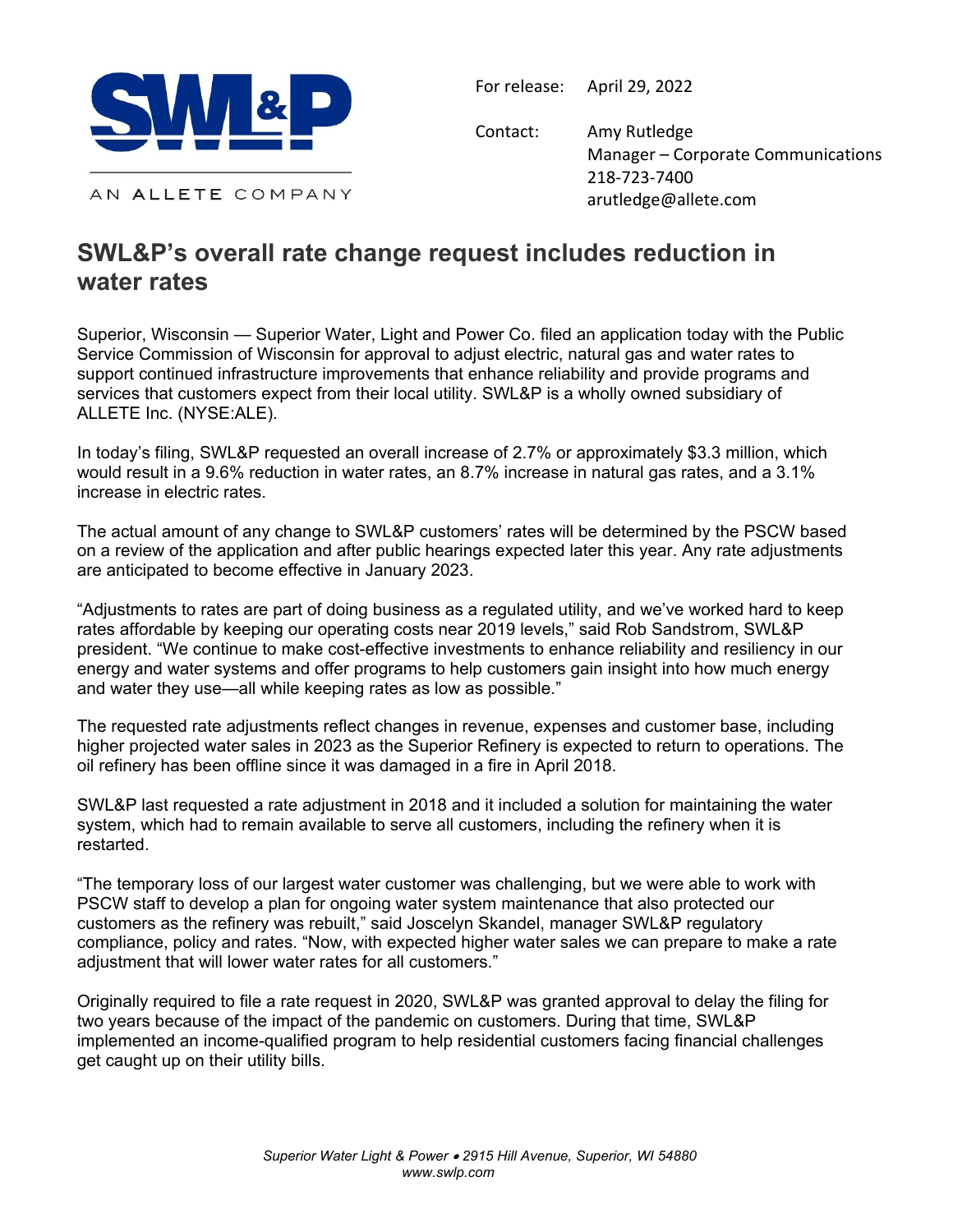SWL&P

AN ALLETE COMPANY

For release: April 29, 2022

Contact: Amy Rutledge
Manager – Corporate Communications
218-723-7400
arutledge@allete.com

# SWL&P's overall rate change request includes reduction in water rates

Superior, Wisconsin — Superior Water, Light and Power Co. filed an application today with the Public Service Commission of Wisconsin for approval to adjust electric, natural gas and water rates to support continued infrastructure improvements that enhance reliability and provide programs and services that customers expect from their local utility. SWL&P is a wholly owned subsidiary of ALLETE Inc. (NYSE:ALE).

In today's filing, SWL&P requested an overall increase of 2.7% or approximately $3.3 million, which would result in a 9.6% reduction in water rates, an 8.7% increase in natural gas rates, and a 3.1% increase in electric rates.

The actual amount of any change to SWL&P customers' rates will be determined by the PSCW based on a review of the application and after public hearings expected later this year. Any rate adjustments are anticipated to become effective in January 2023.

"Adjustments to rates are part of doing business as a regulated utility, and we've worked hard to keep rates affordable by keeping our operating costs near 2019 levels," said Rob Sandstrom, SWL&P president. "We continue to make cost-effective investments to enhance reliability and resiliency in our energy and water systems and offer programs to help customers gain insight into how much energy and water they use—all while keeping rates as low as possible."

The requested rate adjustments reflect changes in revenue, expenses and customer base, including higher projected water sales in 2023 as the Superior Refinery is expected to return to operations. The oil refinery has been offline since it was damaged in a fire in April 2018.

SWL&P last requested a rate adjustment in 2018 and it included a solution for maintaining the water system, which had to remain available to serve all customers, including the refinery when it is restarted.

"The temporary loss of our largest water customer was challenging, but we were able to work with PSCW staff to develop a plan for ongoing water system maintenance that also protected our customers as the refinery was rebuilt," said Joscelyn Skandel, manager SWL&P regulatory compliance, policy and rates. "Now, with expected higher water sales we can prepare to make a rate adjustment that will lower water rates for all customers."

Originally required to file a rate request in 2020, SWL&P was granted approval to delay the filing for two years because of the impact of the pandemic on customers. During that time, SWL&P implemented an income-qualified program to help residential customers facing financial challenges get caught up on their utility bills.

*Superior Water Light & Power • 2915 Hill Avenue, Superior, WI 54880*
*www.swlp.com*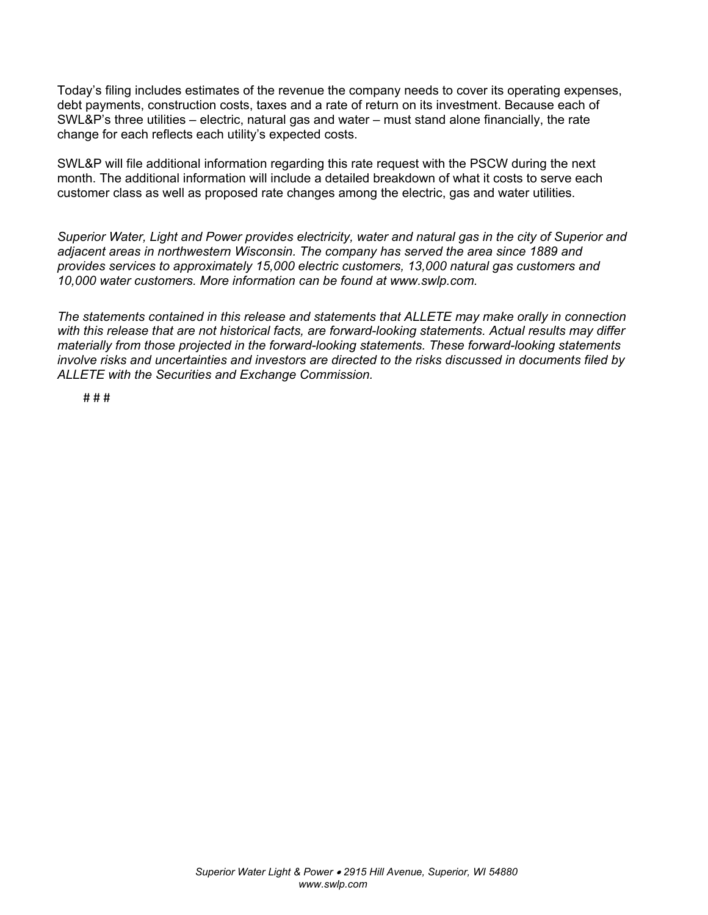Today's filing includes estimates of the revenue the company needs to cover its operating expenses, debt payments, construction costs, taxes and a rate of return on its investment. Because each of SWL&P's three utilities – electric, natural gas and water – must stand alone financially, the rate change for each reflects each utility's expected costs.

SWL&P will file additional information regarding this rate request with the PSCW during the next month. The additional information will include a detailed breakdown of what it costs to serve each customer class as well as proposed rate changes among the electric, gas and water utilities.

*Superior Water, Light and Power provides electricity, water and natural gas in the city of Superior and adjacent areas in northwestern Wisconsin. The company has served the area since 1889 and provides services to approximately 15,000 electric customers, 13,000 natural gas customers and 10,000 water customers. More information can be found at www.swlp.com.*

*The statements contained in this release and statements that ALLETE may make orally in connection with this release that are not historical facts, are forward-looking statements. Actual results may differ materially from those projected in the forward-looking statements. These forward-looking statements involve risks and uncertainties and investors are directed to the risks discussed in documents filed by ALLETE with the Securities and Exchange Commission.*

# # #

*Superior Water Light & Power • 2915 Hill Avenue, Superior, WI 54880*
*www.swlp.com*